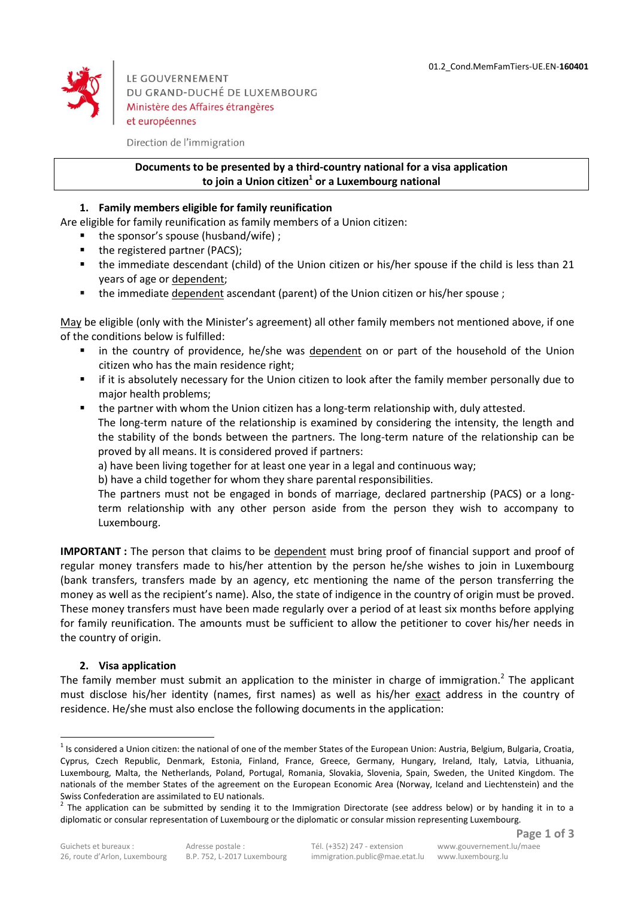LE GOUVERNEMENT
DU GRAND-DUCHÉ DE LUXEMBOURG
Ministère des Affaires étrangères
et européennes

Direction de l'immigration

01.2_Cond.MemFamTiers-UE.EN-**160401**

**Documents to be presented by a third-country national for a visa application to join a Union citizen[1] or a Luxembourg national**

## 1. Family members eligible for family reunification

Are eligible for family reunification as family members of a Union citizen:

- the sponsor's spouse (husband/wife) ;
- the registered partner (PACS);
- the immediate descendant (child) of the Union citizen or his/her spouse if the child is less than 21 years of age or dependent;
- the immediate dependent ascendant (parent) of the Union citizen or his/her spouse ;

May be eligible (only with the Minister's agreement) all other family members not mentioned above, if one of the conditions below is fulfilled:

- in the country of providence, he/she was dependent on or part of the household of the Union citizen who has the main residence right;
- if it is absolutely necessary for the Union citizen to look after the family member personally due to major health problems;
- the partner with whom the Union citizen has a long-term relationship with, duly attested.
  The long-term nature of the relationship is examined by considering the intensity, the length and the stability of the bonds between the partners. The long-term nature of the relationship can be proved by all means. It is considered proved if partners:
  a) have been living together for at least one year in a legal and continuous way;
  b) have a child together for whom they share parental responsibilities.
  The partners must not be engaged in bonds of marriage, declared partnership (PACS) or a long-term relationship with any other person aside from the person they wish to accompany to Luxembourg.

**IMPORTANT :** The person that claims to be dependent must bring proof of financial support and proof of regular money transfers made to his/her attention by the person he/she wishes to join in Luxembourg (bank transfers, transfers made by an agency, etc mentioning the name of the person transferring the money as well as the recipient's name). Also, the state of indigence in the country of origin must be proved. These money transfers must have been made regularly over a period of at least six months before applying for family reunification. The amounts must be sufficient to allow the petitioner to cover his/her needs in the country of origin.

## 2. Visa application

The family member must submit an application to the minister in charge of immigration.[2] The applicant must disclose his/her identity (names, first names) as well as his/her exact address in the country of residence. He/she must also enclose the following documents in the application:

---

[1] Is considered a Union citizen: the national of one of the member States of the European Union: Austria, Belgium, Bulgaria, Croatia, Cyprus, Czech Republic, Denmark, Estonia, Finland, France, Greece, Germany, Hungary, Ireland, Italy, Latvia, Lithuania, Luxembourg, Malta, the Netherlands, Poland, Portugal, Romania, Slovakia, Slovenia, Spain, Sweden, the United Kingdom. The nationals of the member States of the agreement on the European Economic Area (Norway, Iceland and Liechtenstein) and the Swiss Confederation are assimilated to EU nationals.

[2] The application can be submitted by sending it to the Immigration Directorate (see address below) or by handing it in to a diplomatic or consular representation of Luxembourg or the diplomatic or consular mission representing Luxembourg.

Guichets et bureaux : 26, route d'Arlon, Luxembourg | Adresse postale : B.P. 752, L-2017 Luxembourg | Tél. (+352) 247 - extension immigration.public@mae.etat.lu | www.gouvernement.lu/maee www.luxembourg.lu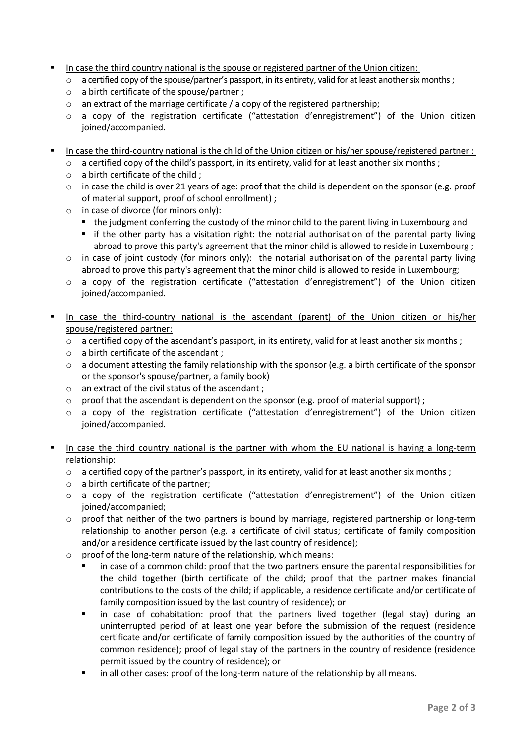- In case the third country national is the spouse or registered partner of the Union citizen:
  - a certified copy of the spouse/partner's passport, in its entirety, valid for at least another six months ;
  - a birth certificate of the spouse/partner ;
  - an extract of the marriage certificate / a copy of the registered partnership;
  - a copy of the registration certificate ("attestation d'enregistrement") of the Union citizen joined/accompanied.

- In case the third-country national is the child of the Union citizen or his/her spouse/registered partner :
  - a certified copy of the child's passport, in its entirety, valid for at least another six months ;
  - a birth certificate of the child ;
  - in case the child is over 21 years of age: proof that the child is dependent on the sponsor (e.g. proof of material support, proof of school enrollment) ;
  - in case of divorce (for minors only):
    - the judgment conferring the custody of the minor child to the parent living in Luxembourg and
    - if the other party has a visitation right: the notarial authorisation of the parental party living abroad to prove this party's agreement that the minor child is allowed to reside in Luxembourg ;
  - in case of joint custody (for minors only): the notarial authorisation of the parental party living abroad to prove this party's agreement that the minor child is allowed to reside in Luxembourg;
  - a copy of the registration certificate ("attestation d'enregistrement") of the Union citizen joined/accompanied.

- In case the third-country national is the ascendant (parent) of the Union citizen or his/her spouse/registered partner:
  - a certified copy of the ascendant's passport, in its entirety, valid for at least another six months ;
  - a birth certificate of the ascendant ;
  - a document attesting the family relationship with the sponsor (e.g. a birth certificate of the sponsor or the sponsor's spouse/partner, a family book)
  - an extract of the civil status of the ascendant ;
  - proof that the ascendant is dependent on the sponsor (e.g. proof of material support) ;
  - a copy of the registration certificate ("attestation d'enregistrement") of the Union citizen joined/accompanied.

- In case the third country national is the partner with whom the EU national is having a long-term relationship:
  - a certified copy of the partner's passport, in its entirety, valid for at least another six months ;
  - a birth certificate of the partner;
  - a copy of the registration certificate ("attestation d'enregistrement") of the Union citizen joined/accompanied;
  - proof that neither of the two partners is bound by marriage, registered partnership or long-term relationship to another person (e.g. a certificate of civil status; certificate of family composition and/or a residence certificate issued by the last country of residence);
  - proof of the long-term nature of the relationship, which means:
    - in case of a common child: proof that the two partners ensure the parental responsibilities for the child together (birth certificate of the child; proof that the partner makes financial contributions to the costs of the child; if applicable, a residence certificate and/or certificate of family composition issued by the last country of residence); or
    - in case of cohabitation: proof that the partners lived together (legal stay) during an uninterrupted period of at least one year before the submission of the request (residence certificate and/or certificate of family composition issued by the authorities of the country of common residence); proof of legal stay of the partners in the country of residence (residence permit issued by the country of residence); or
    - in all other cases: proof of the long-term nature of the relationship by all means.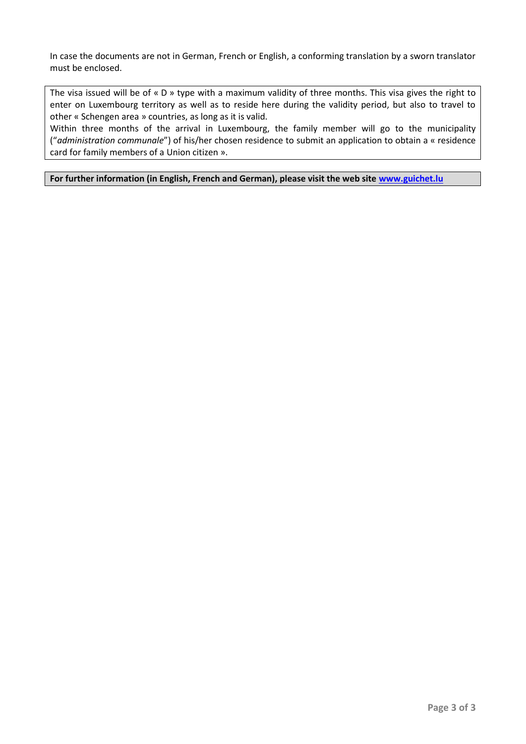In case the documents are not in German, French or English, a conforming translation by a sworn translator must be enclosed.

The visa issued will be of « D » type with a maximum validity of three months. This visa gives the right to enter on Luxembourg territory as well as to reside here during the validity period, but also to travel to other « Schengen area » countries, as long as it is valid.
Within three months of the arrival in Luxembourg, the family member will go to the municipality ("*administration communale*") of his/her chosen residence to submit an application to obtain a « residence card for family members of a Union citizen ».

**For further information (in English, French and German), please visit the web site [www.guichet.lu](http://www.guichet.lu)**